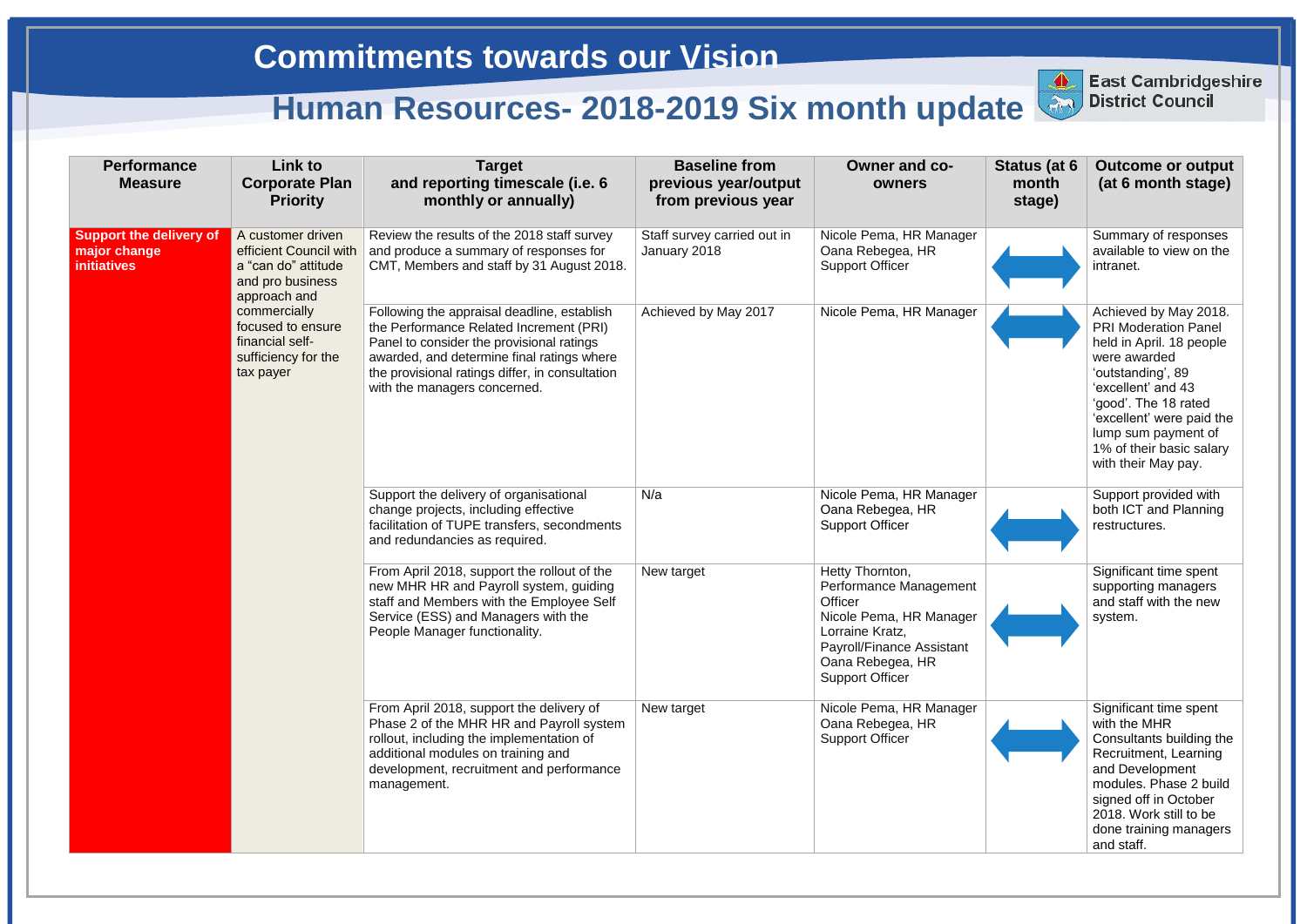# Commitments towards our Vision

## Human Resources- 2018-2019 Six month update

East Cambridgeshire District Council

| Performance Measure | Link to Corporate Plan Priority | Target and reporting timescale (i.e. 6 monthly or annually) | Baseline from previous year/output from previous year | Owner and co-owners | Status (at 6 month stage) | Outcome or output (at 6 month stage) |
|---|---|---|---|---|---|---|
| **Support the delivery of major change initiatives** | A customer driven efficient Council with a "can do" attitude and pro business approach and commercially focused to ensure financial self-sufficiency for the tax payer | Review the results of the 2018 staff survey and produce a summary of responses for CMT, Members and staff by 31 August 2018. | Staff survey carried out in January 2018 | Nicole Pema, HR Manager<br>Oana Rebegea, HR Support Officer | ↔ | Summary of responses available to view on the intranet. |
| | | Following the appraisal deadline, establish the Performance Related Increment (PRI) Panel to consider the provisional ratings awarded, and determine final ratings where the provisional ratings differ, in consultation with the managers concerned. | Achieved by May 2017 | Nicole Pema, HR Manager | ↔ | Achieved by May 2018. PRI Moderation Panel held in April. 18 people were awarded 'outstanding', 89 'excellent' and 43 'good'. The 18 rated 'excellent' were paid the lump sum payment of 1% of their basic salary with their May pay. |
| | | Support the delivery of organisational change projects, including effective facilitation of TUPE transfers, secondments and redundancies as required. | N/a | Nicole Pema, HR Manager<br>Oana Rebegea, HR Support Officer | ↔ | Support provided with both ICT and Planning restructures. |
| | | From April 2018, support the rollout of the new MHR HR and Payroll system, guiding staff and Members with the Employee Self Service (ESS) and Managers with the People Manager functionality. | New target | Hetty Thornton, Performance Management Officer<br>Nicole Pema, HR Manager<br>Lorraine Kratz, Payroll/Finance Assistant<br>Oana Rebegea, HR Support Officer | ↔ | Significant time spent supporting managers and staff with the new system. |
| | | From April 2018, support the delivery of Phase 2 of the MHR HR and Payroll system rollout, including the implementation of additional modules on training and development, recruitment and performance management. | New target | Nicole Pema, HR Manager<br>Oana Rebegea, HR Support Officer | ↔ | Significant time spent with the MHR Consultants building the Recruitment, Learning and Development modules. Phase 2 build signed off in October 2018. Work still to be done training managers and staff. |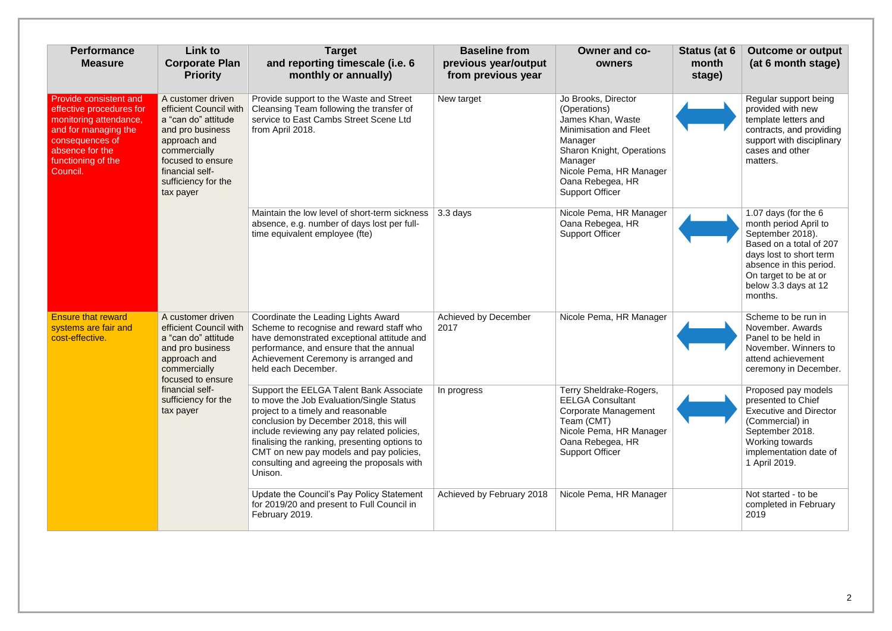| Performance Measure | Link to Corporate Plan Priority | Target and reporting timescale (i.e. 6 monthly or annually) | Baseline from previous year/output from previous year | Owner and co-owners | Status (at 6 month stage) | Outcome or output (at 6 month stage) |
|---|---|---|---|---|---|---|
| Provide consistent and effective procedures for monitoring attendance, and for managing the consequences of absence for the functioning of the Council. | A customer driven efficient Council with a "can do" attitude and pro business approach and commercially focused to ensure financial self-sufficiency for the tax payer | Provide support to the Waste and Street Cleansing Team following the transfer of service to East Cambs Street Scene Ltd from April 2018. | New target | Jo Brooks, Director (Operations)<br>James Khan, Waste Minimisation and Fleet Manager<br>Sharon Knight, Operations Manager<br>Nicole Pema, HR Manager<br>Oana Rebegea, HR Support Officer | ↔ | Regular support being provided with new template letters and contracts, and providing support with disciplinary cases and other matters. |
| | | Maintain the low level of short-term sickness absence, e.g. number of days lost per full-time equivalent employee (fte) | 3.3 days | Nicole Pema, HR Manager<br>Oana Rebegea, HR Support Officer | ↔ | 1.07 days (for the 6 month period April to September 2018). Based on a total of 207 days lost to short term absence in this period. On target to be at or below 3.3 days at 12 months. |
| Ensure that reward systems are fair and cost-effective. | A customer driven efficient Council with a "can do" attitude and pro business approach and commercially focused to ensure financial self-sufficiency for the tax payer | Coordinate the Leading Lights Award Scheme to recognise and reward staff who have demonstrated exceptional attitude and performance, and ensure that the annual Achievement Ceremony is arranged and held each December. | Achieved by December 2017 | Nicole Pema, HR Manager | ↔ | Scheme to be run in November. Awards Panel to be held in November. Winners to attend achievement ceremony in December. |
| | | Support the EELGA Talent Bank Associate to move the Job Evaluation/Single Status project to a timely and reasonable conclusion by December 2018, this will include reviewing any pay related policies, finalising the ranking, presenting options to CMT on new pay models and pay policies, consulting and agreeing the proposals with Unison. | In progress | Terry Sheldrake-Rogers, EELGA Consultant<br>Corporate Management Team (CMT)<br>Nicole Pema, HR Manager<br>Oana Rebegea, HR Support Officer | ↔ | Proposed pay models presented to Chief Executive and Director (Commercial) in September 2018. Working towards implementation date of 1 April 2019. |
| | | Update the Council's Pay Policy Statement for 2019/20 and present to Full Council in February 2019. | Achieved by February 2018 | Nicole Pema, HR Manager | | Not started - to be completed in February 2019 |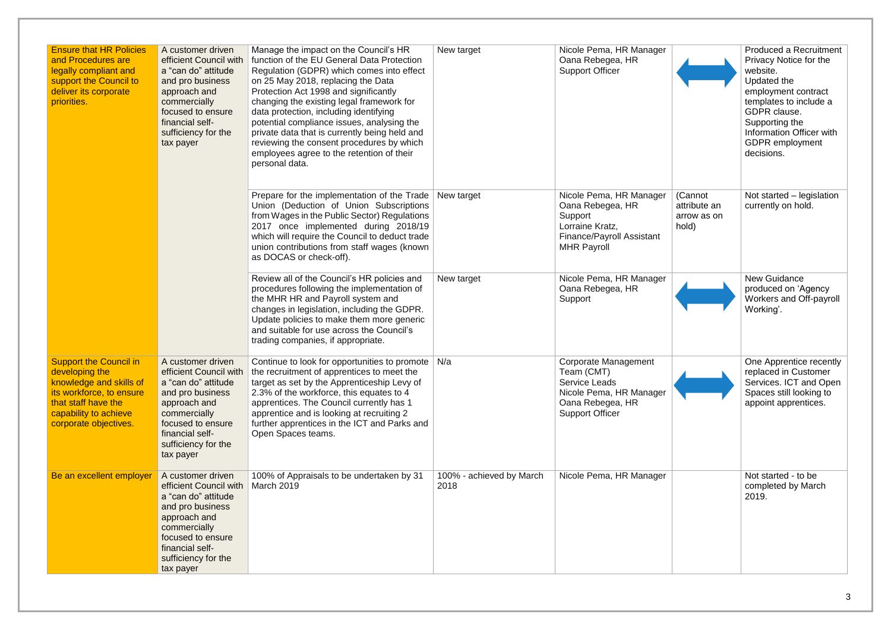| | | | | | | |
|---|---|---|---|---|---|---|
| Ensure that HR Policies and Procedures are legally compliant and support the Council to deliver its corporate priorities. | A customer driven efficient Council with a "can do" attitude and pro business approach and commercially focused to ensure financial self-sufficiency for the tax payer | Manage the impact on the Council's HR function of the EU General Data Protection Regulation (GDPR) which comes into effect on 25 May 2018, replacing the Data Protection Act 1998 and significantly changing the existing legal framework for data protection, including identifying potential compliance issues, analysing the private data that is currently being held and reviewing the consent procedures by which employees agree to the retention of their personal data. | New target | Nicole Pema, HR Manager<br>Oana Rebegea, HR Support Officer | ↔ | Produced a Recruitment Privacy Notice for the website.<br>Updated the employment contract templates to include a GDPR clause.<br>Supporting the Information Officer with GDPR employment decisions. |
| | | Prepare for the implementation of the Trade Union (Deduction of Union Subscriptions from Wages in the Public Sector) Regulations 2017 once implemented during 2018/19 which will require the Council to deduct trade union contributions from staff wages (known as DOCAS or check-off). | New target | Nicole Pema, HR Manager<br>Oana Rebegea, HR Support<br>Lorraine Kratz, Finance/Payroll Assistant<br>MHR Payroll | (Cannot attribute an arrow as on hold) | Not started – legislation currently on hold. |
| | | Review all of the Council's HR policies and procedures following the implementation of the MHR HR and Payroll system and changes in legislation, including the GDPR. Update policies to make them more generic and suitable for use across the Council's trading companies, if appropriate. | New target | Nicole Pema, HR Manager<br>Oana Rebegea, HR Support | ↔ | New Guidance produced on 'Agency Workers and Off-payroll Working'. |
| Support the Council in developing the knowledge and skills of its workforce, to ensure that staff have the capability to achieve corporate objectives. | A customer driven efficient Council with a "can do" attitude and pro business approach and commercially focused to ensure financial self-sufficiency for the tax payer | Continue to look for opportunities to promote the recruitment of apprentices to meet the target as set by the Apprenticeship Levy of 2.3% of the workforce, this equates to 4 apprentices. The Council currently has 1 apprentice and is looking at recruiting 2 further apprentices in the ICT and Parks and Open Spaces teams. | N/a | Corporate Management Team (CMT)<br>Service Leads<br>Nicole Pema, HR Manager<br>Oana Rebegea, HR Support Officer | ↔ | One Apprentice recently replaced in Customer Services. ICT and Open Spaces still looking to appoint apprentices. |
| Be an excellent employer | A customer driven efficient Council with a "can do" attitude and pro business approach and commercially focused to ensure financial self-sufficiency for the tax payer | 100% of Appraisals to be undertaken by 31 March 2019 | 100% - achieved by March 2018 | Nicole Pema, HR Manager | | Not started - to be completed by March 2019. |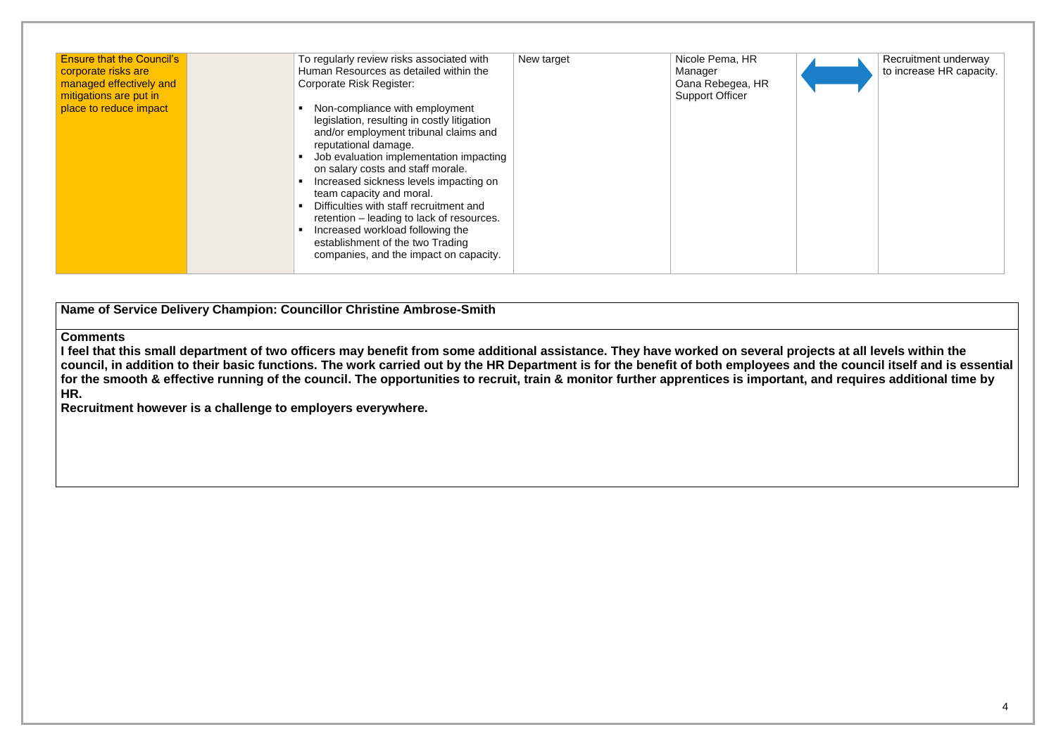| | | | | | | |
|---|---|---|---|---|---|---|
| Ensure that the Council's corporate risks are managed effectively and mitigations are put in place to reduce impact | | To regularly review risks associated with Human Resources as detailed within the Corporate Risk Register:<br><br>- Non-compliance with employment legislation, resulting in costly litigation and/or employment tribunal claims and reputational damage.<br>- Job evaluation implementation impacting on salary costs and staff morale.<br>- Increased sickness levels impacting on team capacity and moral.<br>- Difficulties with staff recruitment and retention – leading to lack of resources.<br>- Increased workload following the establishment of the two Trading companies, and the impact on capacity. | New target | Nicole Pema, HR Manager<br>Oana Rebegea, HR Support Officer | | Recruitment underway to increase HR capacity. |

**Name of Service Delivery Champion: Councillor Christine Ambrose-Smith**

**Comments**

**I feel that this small department of two officers may benefit from some additional assistance. They have worked on several projects at all levels within the council, in addition to their basic functions. The work carried out by the HR Department is for the benefit of both employees and the council itself and is essential for the smooth & effective running of the council. The opportunities to recruit, train & monitor further apprentices is important, and requires additional time by HR.**

**Recruitment however is a challenge to employers everywhere.**